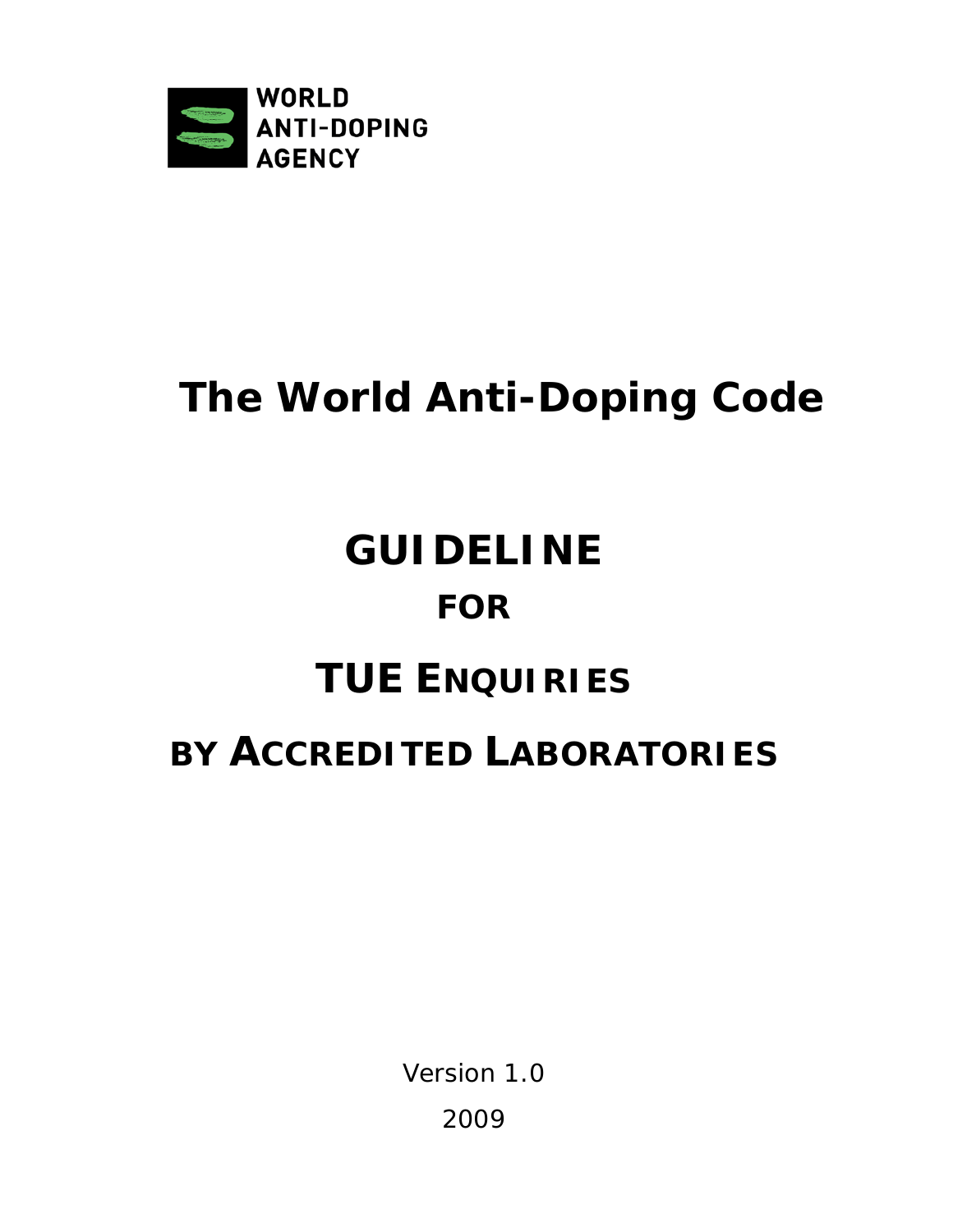WORLD ANTI-DOPING AGENCY

# The World Anti-Doping Code

# GUIDELINE

## FOR

# TUE ENQUIRIES

## BY ACCREDITED LABORATORIES

Version 1.0

2009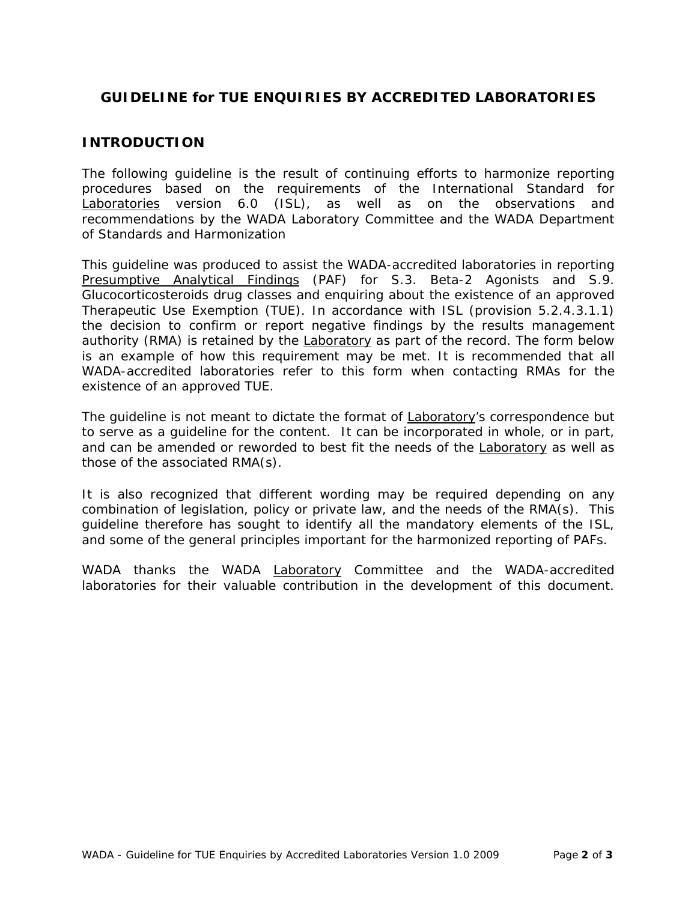# GUIDELINE for TUE ENQUIRIES BY ACCREDITED LABORATORIES

## INTRODUCTION

The following guideline is the result of continuing efforts to harmonize reporting procedures based on the requirements of the International Standard for Laboratories version 6.0 (ISL), as well as on the observations and recommendations by the WADA Laboratory Committee and the WADA Department of Standards and Harmonization

This guideline was produced to assist the WADA-accredited laboratories in reporting Presumptive Analytical Findings (PAF) for S.3. Beta-2 Agonists and S.9. Glucocorticosteroids drug classes and enquiring about the existence of an approved Therapeutic Use Exemption (TUE). In accordance with ISL (provision 5.2.4.3.1.1) the decision to confirm or report negative findings by the results management authority (RMA) is retained by the Laboratory as part of the record. The form below is an example of how this requirement may be met. It is recommended that all WADA-accredited laboratories refer to this form when contacting RMAs for the existence of an approved TUE.

The guideline is not meant to dictate the format of Laboratory's correspondence but to serve as a guideline for the content. It can be incorporated in whole, or in part, and can be amended or reworded to best fit the needs of the Laboratory as well as those of the associated RMA(s).

It is also recognized that different wording may be required depending on any combination of legislation, policy or private law, and the needs of the RMA(s). This guideline therefore has sought to identify all the mandatory elements of the ISL, and some of the general principles important for the harmonized reporting of PAFs.

WADA thanks the WADA Laboratory Committee and the WADA-accredited laboratories for their valuable contribution in the development of this document.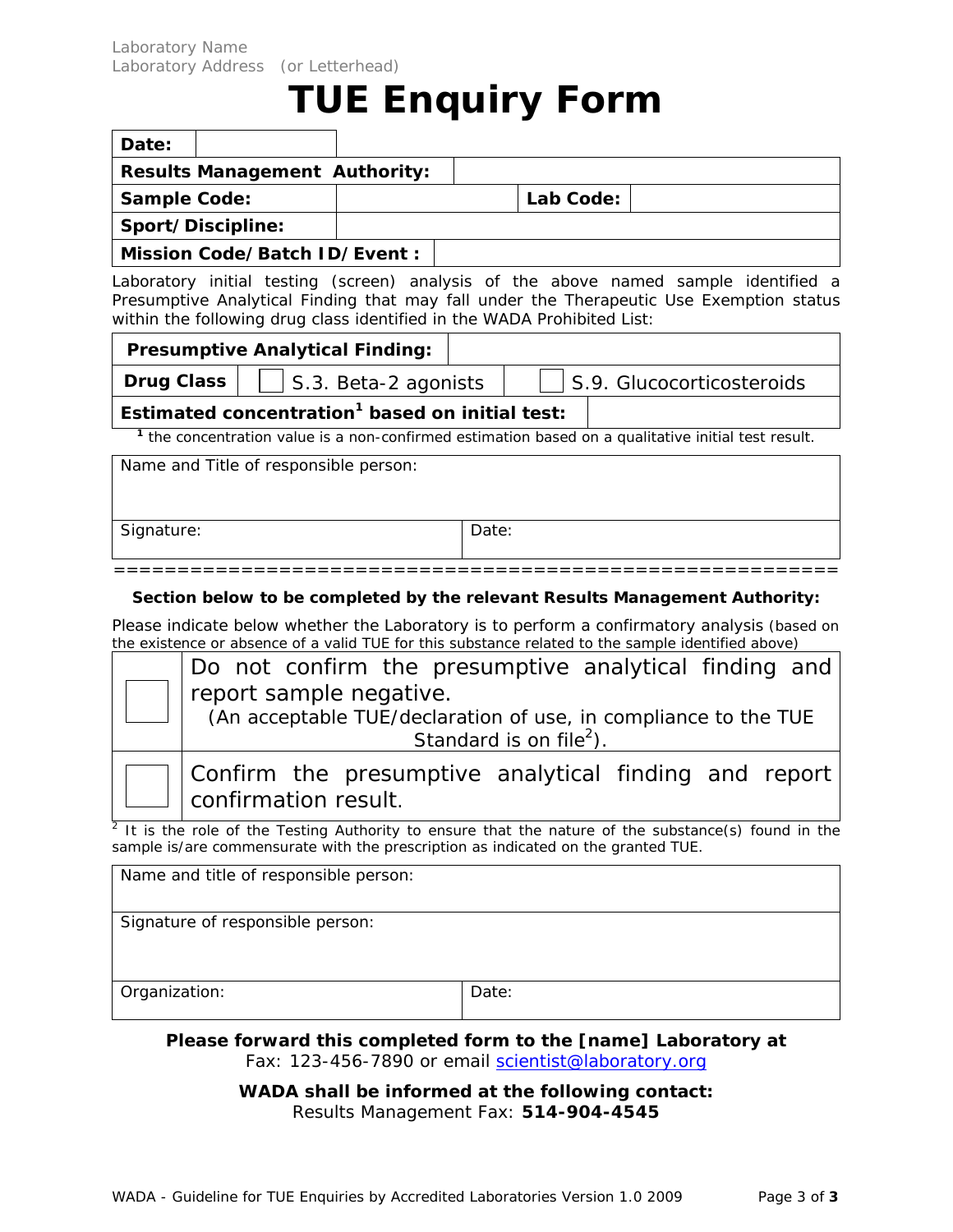Laboratory Name
Laboratory Address (or Letterhead)

# TUE Enquiry Form

| | | | |
|---|---|---|---|
| **Date:** | | | |
| **Results Management Authority:** | | | |
| **Sample Code:** | | **Lab Code:** | |
| **Sport/Discipline:** | | | |
| **Mission Code/Batch ID/Event :** | | | |

Laboratory initial testing (screen) analysis of the above named sample identified a Presumptive Analytical Finding that may fall under the Therapeutic Use Exemption status within the following drug class identified in the WADA Prohibited List:

| | | |
|---|---|---|
| **Presumptive Analytical Finding:** | | |
| **Drug Class** | ☐ S.3. Beta-2 agonists | ☐ S.9. Glucocorticosteroids |
| **Estimated concentration[1] based on initial test:** | | |

[1] the concentration value is a non-confirmed estimation based on a qualitative initial test result.

| | |
|---|---|
| Name and Title of responsible person: | |
| Signature: | Date: |

==========================================================

**Section below to be completed by the relevant Results Management Authority:**

Please indicate below whether the Laboratory is to perform a confirmatory analysis (based on the existence or absence of a valid TUE for this substance related to the sample identified above)

| | |
|---|---|
| ☐ | Do not confirm the presumptive analytical finding and report sample negative. (An acceptable TUE/declaration of use, in compliance to the TUE Standard is on file[2]). |
| ☐ | Confirm the presumptive analytical finding and report confirmation result. |

[2] It is the role of the Testing Authority to ensure that the nature of the substance(s) found in the sample is/are commensurate with the prescription as indicated on the granted TUE.

| | |
|---|---|
| Name and title of responsible person: | |
| Signature of responsible person: | |
| Organization: | Date: |

**Please forward this completed form to the [name] Laboratory at**
Fax: 123-456-7890 or email scientist@laboratory.org

**WADA shall be informed at the following contact:**
Results Management Fax: **514-904-4545**